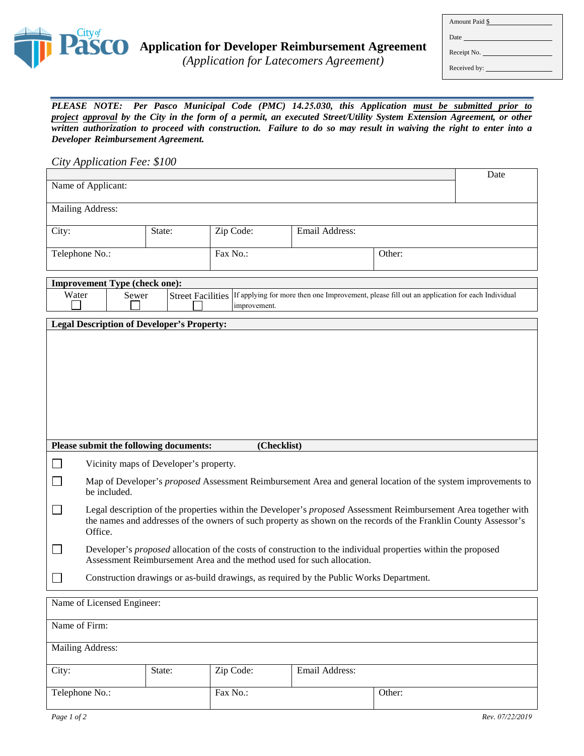| Amount Paid $ |
|---|
| Date |
| Receipt No. |
| Received by: |

# Application for Developer Reimbursement Agreement

*(Application for Latecomers Agreement)*

***PLEASE NOTE: Per Pasco Municipal Code (PMC) 14.25.030, this Application <u>must be submitted prior to project approval</u> by the City in the form of a permit, an executed Street/Utility System Extension Agreement, or other written authorization to proceed with construction. Failure to do so may result in waiving the right to enter into a Developer Reimbursement Agreement.***

*City Application Fee: $100*

| | | | | | |
|---|---|---|---|---|---|
| Name of Applicant: | | | | | Date |
| Mailing Address: | | | | | |
| City: | State: | Zip Code: | Email Address: | | |
| Telephone No.: | | Fax No.: | | Other: | |

| **Improvement Type (check one):** | | | |
|---|---|---|---|
| Water ☐ | Sewer ☐ | Street Facilities ☐ | If applying for more then one Improvement, please fill out an application for each Individual improvement. |

**Legal Description of Developer's Property:**

&nbsp;

**Please submit the following documents: (Checklist)**

- ☐ Vicinity maps of Developer's property.
- ☐ Map of Developer's *proposed* Assessment Reimbursement Area and general location of the system improvements to be included.
- ☐ Legal description of the properties within the Developer's *proposed* Assessment Reimbursement Area together with the names and addresses of the owners of such property as shown on the records of the Franklin County Assessor's Office.
- ☐ Developer's *proposed* allocation of the costs of construction to the individual properties within the proposed Assessment Reimbursement Area and the method used for such allocation.
- ☐ Construction drawings or as-build drawings, as required by the Public Works Department.

| | | | | |
|---|---|---|---|---|
| Name of Licensed Engineer: | | | | |
| Name of Firm: | | | | |
| Mailing Address: | | | | |
| City: | State: | Zip Code: | Email Address: | |
| Telephone No.: | | Fax No.: | | Other: |

*Rev. 07/22/2019*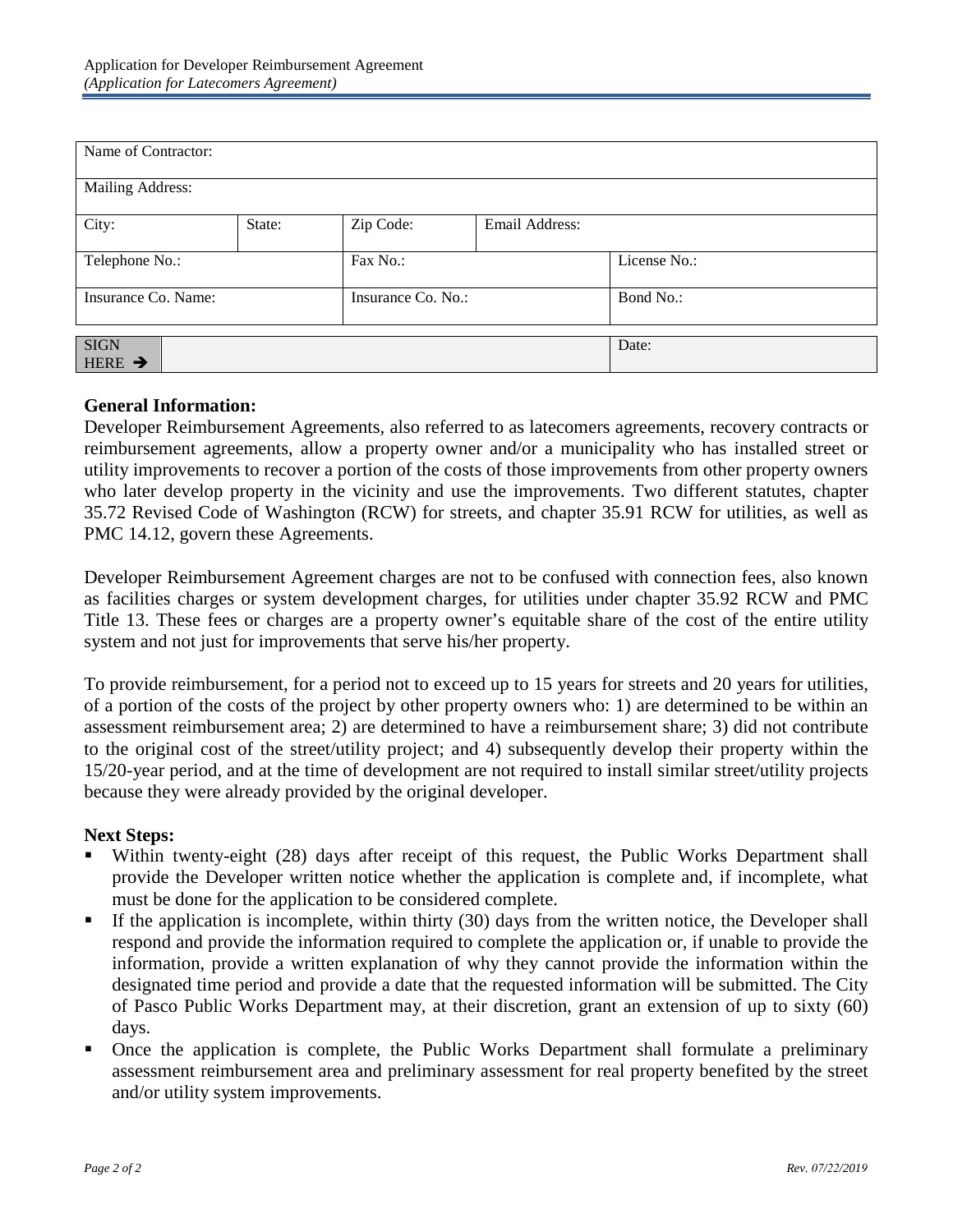| | | | | |
|---|---|---|---|---|
| Name of Contractor: | | | | |
| Mailing Address: | | | | |
| City: | State: | Zip Code: | Email Address: | |
| Telephone No.: | | Fax No.: | | License No.: |
| Insurance Co. Name: | | Insurance Co. No.: | | Bond No.: |
| SIGN HERE → | | | | Date: |

**General Information:**

Developer Reimbursement Agreements, also referred to as latecomers agreements, recovery contracts or reimbursement agreements, allow a property owner and/or a municipality who has installed street or utility improvements to recover a portion of the costs of those improvements from other property owners who later develop property in the vicinity and use the improvements. Two different statutes, chapter 35.72 Revised Code of Washington (RCW) for streets, and chapter 35.91 RCW for utilities, as well as PMC 14.12, govern these Agreements.

Developer Reimbursement Agreement charges are not to be confused with connection fees, also known as facilities charges or system development charges, for utilities under chapter 35.92 RCW and PMC Title 13. These fees or charges are a property owner's equitable share of the cost of the entire utility system and not just for improvements that serve his/her property.

To provide reimbursement, for a period not to exceed up to 15 years for streets and 20 years for utilities, of a portion of the costs of the project by other property owners who: 1) are determined to be within an assessment reimbursement area; 2) are determined to have a reimbursement share; 3) did not contribute to the original cost of the street/utility project; and 4) subsequently develop their property within the 15/20-year period, and at the time of development are not required to install similar street/utility projects because they were already provided by the original developer.

**Next Steps:**

- Within twenty-eight (28) days after receipt of this request, the Public Works Department shall provide the Developer written notice whether the application is complete and, if incomplete, what must be done for the application to be considered complete.
- If the application is incomplete, within thirty (30) days from the written notice, the Developer shall respond and provide the information required to complete the application or, if unable to provide the information, provide a written explanation of why they cannot provide the information within the designated time period and provide a date that the requested information will be submitted. The City of Pasco Public Works Department may, at their discretion, grant an extension of up to sixty (60) days.
- Once the application is complete, the Public Works Department shall formulate a preliminary assessment reimbursement area and preliminary assessment for real property benefited by the street and/or utility system improvements.